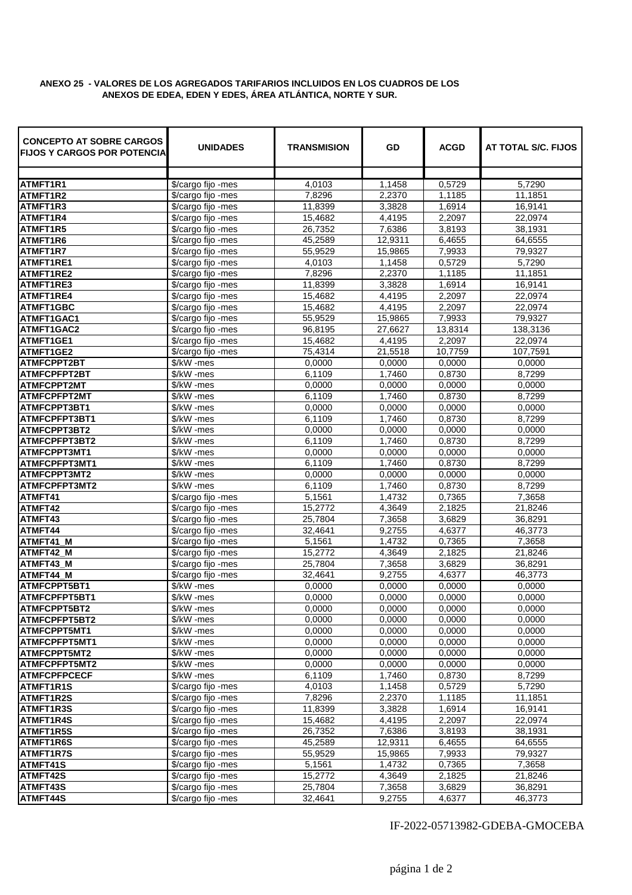**ANEXO 25 - VALORES DE LOS AGREGADOS TARIFARIOS INCLUIDOS EN LOS CUADROS DE LOS ANEXOS DE EDEA, EDEN Y EDES, ÁREA ATLÁNTICA, NORTE Y SUR.**

| CONCEPTO AT SOBRE CARGOS FIJOS Y CARGOS POR POTENCIA | UNIDADES | TRANSMISION | GD | ACGD | AT TOTAL S/C. FIJOS |
|---|---|---|---|---|---|
| ATMFT1R1 | $/cargo fijo -mes | 4,0103 | 1,1458 | 0,5729 | 5,7290 |
| ATMFT1R2 | $/cargo fijo -mes | 7,8296 | 2,2370 | 1,1185 | 11,1851 |
| ATMFT1R3 | $/cargo fijo -mes | 11,8399 | 3,3828 | 1,6914 | 16,9141 |
| ATMFT1R4 | $/cargo fijo -mes | 15,4682 | 4,4195 | 2,2097 | 22,0974 |
| ATMFT1R5 | $/cargo fijo -mes | 26,7352 | 7,6386 | 3,8193 | 38,1931 |
| ATMFT1R6 | $/cargo fijo -mes | 45,2589 | 12,9311 | 6,4655 | 64,6555 |
| ATMFT1R7 | $/cargo fijo -mes | 55,9529 | 15,9865 | 7,9933 | 79,9327 |
| ATMFT1RE1 | $/cargo fijo -mes | 4,0103 | 1,1458 | 0,5729 | 5,7290 |
| ATMFT1RE2 | $/cargo fijo -mes | 7,8296 | 2,2370 | 1,1185 | 11,1851 |
| ATMFT1RE3 | $/cargo fijo -mes | 11,8399 | 3,3828 | 1,6914 | 16,9141 |
| ATMFT1RE4 | $/cargo fijo -mes | 15,4682 | 4,4195 | 2,2097 | 22,0974 |
| ATMFT1GBC | $/cargo fijo -mes | 15,4682 | 4,4195 | 2,2097 | 22,0974 |
| ATMFT1GAC1 | $/cargo fijo -mes | 55,9529 | 15,9865 | 7,9933 | 79,9327 |
| ATMFT1GAC2 | $/cargo fijo -mes | 96,8195 | 27,6627 | 13,8314 | 138,3136 |
| ATMFT1GE1 | $/cargo fijo -mes | 15,4682 | 4,4195 | 2,2097 | 22,0974 |
| ATMFT1GE2 | $/cargo fijo -mes | 75,4314 | 21,5518 | 10,7759 | 107,7591 |
| ATMFCPPT2BT | $/kW -mes | 0,0000 | 0,0000 | 0,0000 | 0,0000 |
| ATMFCPFPT2BT | $/kW -mes | 6,1109 | 1,7460 | 0,8730 | 8,7299 |
| ATMFCPPT2MT | $/kW -mes | 0,0000 | 0,0000 | 0,0000 | 0,0000 |
| ATMFCPFPT2MT | $/kW -mes | 6,1109 | 1,7460 | 0,8730 | 8,7299 |
| ATMFCPPT3BT1 | $/kW -mes | 0,0000 | 0,0000 | 0,0000 | 0,0000 |
| ATMFCPFPT3BT1 | $/kW -mes | 6,1109 | 1,7460 | 0,8730 | 8,7299 |
| ATMFCPPT3BT2 | $/kW -mes | 0,0000 | 0,0000 | 0,0000 | 0,0000 |
| ATMFCPFPT3BT2 | $/kW -mes | 6,1109 | 1,7460 | 0,8730 | 8,7299 |
| ATMFCPPT3MT1 | $/kW -mes | 0,0000 | 0,0000 | 0,0000 | 0,0000 |
| ATMFCPFPT3MT1 | $/kW -mes | 6,1109 | 1,7460 | 0,8730 | 8,7299 |
| ATMFCPPT3MT2 | $/kW -mes | 0,0000 | 0,0000 | 0,0000 | 0,0000 |
| ATMFCPFPT3MT2 | $/kW -mes | 6,1109 | 1,7460 | 0,8730 | 8,7299 |
| ATMFT41 | $/cargo fijo -mes | 5,1561 | 1,4732 | 0,7365 | 7,3658 |
| ATMFT42 | $/cargo fijo -mes | 15,2772 | 4,3649 | 2,1825 | 21,8246 |
| ATMFT43 | $/cargo fijo -mes | 25,7804 | 7,3658 | 3,6829 | 36,8291 |
| ATMFT44 | $/cargo fijo -mes | 32,4641 | 9,2755 | 4,6377 | 46,3773 |
| ATMFT41_M | $/cargo fijo -mes | 5,1561 | 1,4732 | 0,7365 | 7,3658 |
| ATMFT42_M | $/cargo fijo -mes | 15,2772 | 4,3649 | 2,1825 | 21,8246 |
| ATMFT43_M | $/cargo fijo -mes | 25,7804 | 7,3658 | 3,6829 | 36,8291 |
| ATMFT44_M | $/cargo fijo -mes | 32,4641 | 9,2755 | 4,6377 | 46,3773 |
| ATMFCPPT5BT1 | $/kW -mes | 0,0000 | 0,0000 | 0,0000 | 0,0000 |
| ATMFCPFPT5BT1 | $/kW -mes | 0,0000 | 0,0000 | 0,0000 | 0,0000 |
| ATMFCPPT5BT2 | $/kW -mes | 0,0000 | 0,0000 | 0,0000 | 0,0000 |
| ATMFCPFPT5BT2 | $/kW -mes | 0,0000 | 0,0000 | 0,0000 | 0,0000 |
| ATMFCPPT5MT1 | $/kW -mes | 0,0000 | 0,0000 | 0,0000 | 0,0000 |
| ATMFCPFPT5MT1 | $/kW -mes | 0,0000 | 0,0000 | 0,0000 | 0,0000 |
| ATMFCPPT5MT2 | $/kW -mes | 0,0000 | 0,0000 | 0,0000 | 0,0000 |
| ATMFCPFPT5MT2 | $/kW -mes | 0,0000 | 0,0000 | 0,0000 | 0,0000 |
| ATMFCPFPCECF | $/kW -mes | 6,1109 | 1,7460 | 0,8730 | 8,7299 |
| ATMFT1R1S | $/cargo fijo -mes | 4,0103 | 1,1458 | 0,5729 | 5,7290 |
| ATMFT1R2S | $/cargo fijo -mes | 7,8296 | 2,2370 | 1,1185 | 11,1851 |
| ATMFT1R3S | $/cargo fijo -mes | 11,8399 | 3,3828 | 1,6914 | 16,9141 |
| ATMFT1R4S | $/cargo fijo -mes | 15,4682 | 4,4195 | 2,2097 | 22,0974 |
| ATMFT1R5S | $/cargo fijo -mes | 26,7352 | 7,6386 | 3,8193 | 38,1931 |
| ATMFT1R6S | $/cargo fijo -mes | 45,2589 | 12,9311 | 6,4655 | 64,6555 |
| ATMFT1R7S | $/cargo fijo -mes | 55,9529 | 15,9865 | 7,9933 | 79,9327 |
| ATMFT41S | $/cargo fijo -mes | 5,1561 | 1,4732 | 0,7365 | 7,3658 |
| ATMFT42S | $/cargo fijo -mes | 15,2772 | 4,3649 | 2,1825 | 21,8246 |
| ATMFT43S | $/cargo fijo -mes | 25,7804 | 7,3658 | 3,6829 | 36,8291 |
| ATMFT44S | $/cargo fijo -mes | 32,4641 | 9,2755 | 4,6377 | 46,3773 |

IF-2022-05713982-GDEBA-GMOCEBA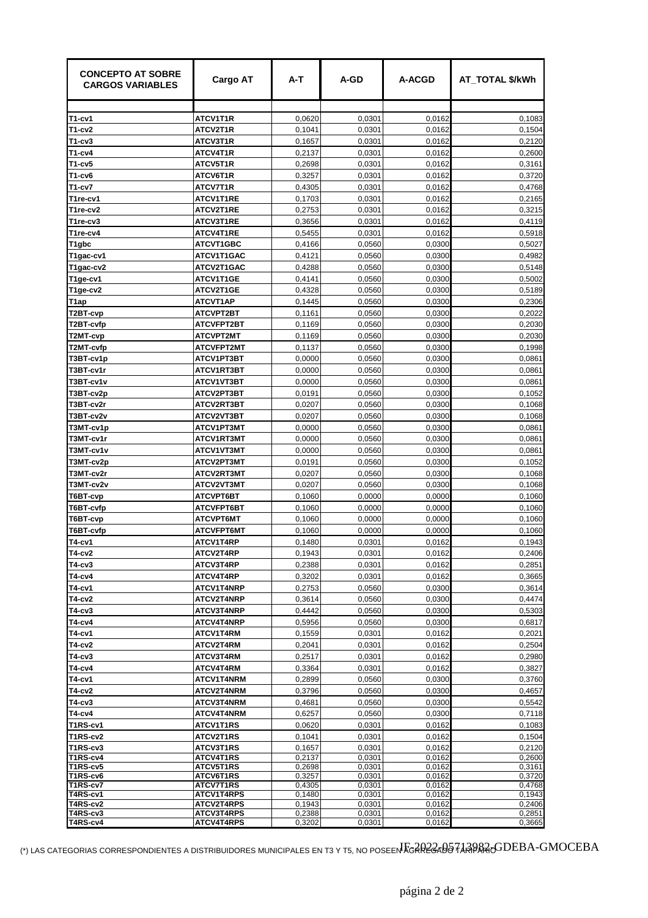| CONCEPTO AT SOBRE CARGOS VARIABLES | Cargo AT | A-T | A-GD | A-ACGD | AT_TOTAL $/kWh |
|---|---|---|---|---|---|
| | | | | | |
| T1-cv1 | ATCV1T1R | 0,0620 | 0,0301 | 0,0162 | 0,1083 |
| T1-cv2 | ATCV2T1R | 0,1041 | 0,0301 | 0,0162 | 0,1504 |
| T1-cv3 | ATCV3T1R | 0,1657 | 0,0301 | 0,0162 | 0,2120 |
| T1-cv4 | ATCV4T1R | 0,2137 | 0,0301 | 0,0162 | 0,2600 |
| T1-cv5 | ATCV5T1R | 0,2698 | 0,0301 | 0,0162 | 0,3161 |
| T1-cv6 | ATCV6T1R | 0,3257 | 0,0301 | 0,0162 | 0,3720 |
| T1-cv7 | ATCV7T1R | 0,4305 | 0,0301 | 0,0162 | 0,4768 |
| T1re-cv1 | ATCV1T1RE | 0,1703 | 0,0301 | 0,0162 | 0,2165 |
| T1re-cv2 | ATCV2T1RE | 0,2753 | 0,0301 | 0,0162 | 0,3215 |
| T1re-cv3 | ATCV3T1RE | 0,3656 | 0,0301 | 0,0162 | 0,4119 |
| T1re-cv4 | ATCV4T1RE | 0,5455 | 0,0301 | 0,0162 | 0,5918 |
| T1gbc | ATCVT1GBC | 0,4166 | 0,0560 | 0,0300 | 0,5027 |
| T1gac-cv1 | ATCV1T1GAC | 0,4121 | 0,0560 | 0,0300 | 0,4982 |
| T1gac-cv2 | ATCV2T1GAC | 0,4288 | 0,0560 | 0,0300 | 0,5148 |
| T1ge-cv1 | ATCV1T1GE | 0,4141 | 0,0560 | 0,0300 | 0,5002 |
| T1ge-cv2 | ATCV2T1GE | 0,4328 | 0,0560 | 0,0300 | 0,5189 |
| T1ap | ATCVT1AP | 0,1445 | 0,0560 | 0,0300 | 0,2306 |
| T2BT-cvp | ATCVPT2BT | 0,1161 | 0,0560 | 0,0300 | 0,2022 |
| T2BT-cvfp | ATCVFPT2BT | 0,1169 | 0,0560 | 0,0300 | 0,2030 |
| T2MT-cvp | ATCVPT2MT | 0,1169 | 0,0560 | 0,0300 | 0,2030 |
| T2MT-cvfp | ATCVFPT2MT | 0,1137 | 0,0560 | 0,0300 | 0,1998 |
| T3BT-cv1p | ATCV1PT3BT | 0,0000 | 0,0560 | 0,0300 | 0,0861 |
| T3BT-cv1r | ATCV1RT3BT | 0,0000 | 0,0560 | 0,0300 | 0,0861 |
| T3BT-cv1v | ATCV1VT3BT | 0,0000 | 0,0560 | 0,0300 | 0,0861 |
| T3BT-cv2p | ATCV2PT3BT | 0,0191 | 0,0560 | 0,0300 | 0,1052 |
| T3BT-cv2r | ATCV2RT3BT | 0,0207 | 0,0560 | 0,0300 | 0,1068 |
| T3BT-cv2v | ATCV2VT3BT | 0,0207 | 0,0560 | 0,0300 | 0,1068 |
| T3MT-cv1p | ATCV1PT3MT | 0,0000 | 0,0560 | 0,0300 | 0,0861 |
| T3MT-cv1r | ATCV1RT3MT | 0,0000 | 0,0560 | 0,0300 | 0,0861 |
| T3MT-cv1v | ATCV1VT3MT | 0,0000 | 0,0560 | 0,0300 | 0,0861 |
| T3MT-cv2p | ATCV2PT3MT | 0,0191 | 0,0560 | 0,0300 | 0,1052 |
| T3MT-cv2r | ATCV2RT3MT | 0,0207 | 0,0560 | 0,0300 | 0,1068 |
| T3MT-cv2v | ATCV2VT3MT | 0,0207 | 0,0560 | 0,0300 | 0,1068 |
| T6BT-cvp | ATCVPT6BT | 0,1060 | 0,0000 | 0,0000 | 0,1060 |
| T6BT-cvfp | ATCVFPT6BT | 0,1060 | 0,0000 | 0,0000 | 0,1060 |
| T6BT-cvp | ATCVPT6MT | 0,1060 | 0,0000 | 0,0000 | 0,1060 |
| T6BT-cvfp | ATCVFPT6MT | 0,1060 | 0,0000 | 0,0000 | 0,1060 |
| T4-cv1 | ATCV1T4RP | 0,1480 | 0,0301 | 0,0162 | 0,1943 |
| T4-cv2 | ATCV2T4RP | 0,1943 | 0,0301 | 0,0162 | 0,2406 |
| T4-cv3 | ATCV3T4RP | 0,2388 | 0,0301 | 0,0162 | 0,2851 |
| T4-cv4 | ATCV4T4RP | 0,3202 | 0,0301 | 0,0162 | 0,3665 |
| T4-cv1 | ATCV1T4NRP | 0,2753 | 0,0560 | 0,0300 | 0,3614 |
| T4-cv2 | ATCV2T4NRP | 0,3614 | 0,0560 | 0,0300 | 0,4474 |
| T4-cv3 | ATCV3T4NRP | 0,4442 | 0,0560 | 0,0300 | 0,5303 |
| T4-cv4 | ATCV4T4NRP | 0,5956 | 0,0560 | 0,0300 | 0,6817 |
| T4-cv1 | ATCV1T4RM | 0,1559 | 0,0301 | 0,0162 | 0,2021 |
| T4-cv2 | ATCV2T4RM | 0,2041 | 0,0301 | 0,0162 | 0,2504 |
| T4-cv3 | ATCV3T4RM | 0,2517 | 0,0301 | 0,0162 | 0,2980 |
| T4-cv4 | ATCV4T4RM | 0,3364 | 0,0301 | 0,0162 | 0,3827 |
| T4-cv1 | ATCV1T4NRM | 0,2899 | 0,0560 | 0,0300 | 0,3760 |
| T4-cv2 | ATCV2T4NRM | 0,3796 | 0,0560 | 0,0300 | 0,4657 |
| T4-cv3 | ATCV3T4NRM | 0,4681 | 0,0560 | 0,0300 | 0,5542 |
| T4-cv4 | ATCV4T4NRM | 0,6257 | 0,0560 | 0,0300 | 0,7118 |
| T1RS-cv1 | ATCV1T1RS | 0,0620 | 0,0301 | 0,0162 | 0,1083 |
| T1RS-cv2 | ATCV2T1RS | 0,1041 | 0,0301 | 0,0162 | 0,1504 |
| T1RS-cv3 | ATCV3T1RS | 0,1657 | 0,0301 | 0,0162 | 0,2120 |
| T1RS-cv4 | ATCV4T1RS | 0,2137 | 0,0301 | 0,0162 | 0,2600 |
| T1RS-cv5 | ATCV5T1RS | 0,2698 | 0,0301 | 0,0162 | 0,3161 |
| T1RS-cv6 | ATCV6T1RS | 0,3257 | 0,0301 | 0,0162 | 0,3720 |
| T1RS-cv7 | ATCV7T1RS | 0,4305 | 0,0301 | 0,0162 | 0,4768 |
| T4RS-cv1 | ATCV1T4RPS | 0,1480 | 0,0301 | 0,0162 | 0,1943 |
| T4RS-cv2 | ATCV2T4RPS | 0,1943 | 0,0301 | 0,0162 | 0,2406 |
| T4RS-cv3 | ATCV3T4RPS | 0,2388 | 0,0301 | 0,0162 | 0,2851 |
| T4RS-cv4 | ATCV4T4RPS | 0,3202 | 0,0301 | 0,0162 | 0,3665 |

(*) LAS CATEGORIAS CORRESPONDIENTES A DISTRIBUIDORES MUNICIPALES EN T3 Y T5, NO POSEEN AGREGADO TARIFARIO

IF-2022-05713982-GDEBA-GMOCEBA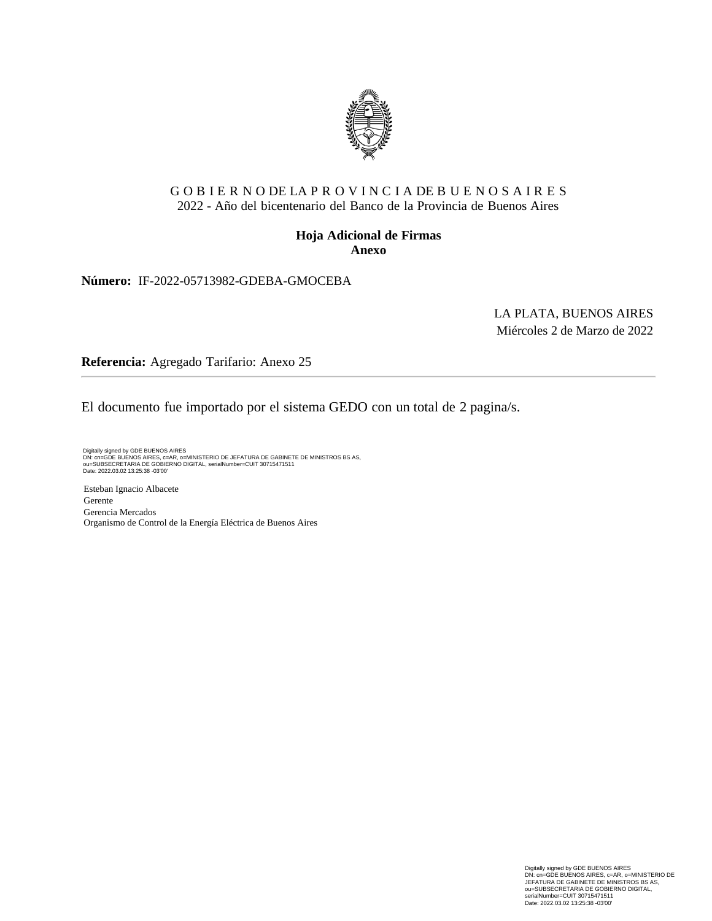G O B I E R N O DE LA P R O V I N C I A DE B U E N O S A I R E S
2022 - Año del bicentenario del Banco de la Provincia de Buenos Aires

**Hoja Adicional de Firmas**
**Anexo**

**Número:** IF-2022-05713982-GDEBA-GMOCEBA

LA PLATA, BUENOS AIRES
Miércoles 2 de Marzo de 2022

**Referencia:** Agregado Tarifario: Anexo 25

---

El documento fue importado por el sistema GEDO con un total de 2 pagina/s.

Digitally signed by GDE BUENOS AIRES
DN: cn=GDE BUENOS AIRES, c=AR, o=MINISTERIO DE JEFATURA DE GABINETE DE MINISTROS BS AS, ou=SUBSECRETARIA DE GOBIERNO DIGITAL, serialNumber=CUIT 30715471511
Date: 2022.03.02 13:25:38 -03'00'

Esteban Ignacio Albacete
Gerente
Gerencia Mercados
Organismo de Control de la Energía Eléctrica de Buenos Aires

Digitally signed by GDE BUENOS AIRES
DN: cn=GDE BUENOS AIRES, c=AR, o=MINISTERIO DE JEFATURA DE GABINETE DE MINISTROS BS AS, ou=SUBSECRETARIA DE GOBIERNO DIGITAL, serialNumber=CUIT 30715471511
Date: 2022.03.02 13:25:38 -03'00'